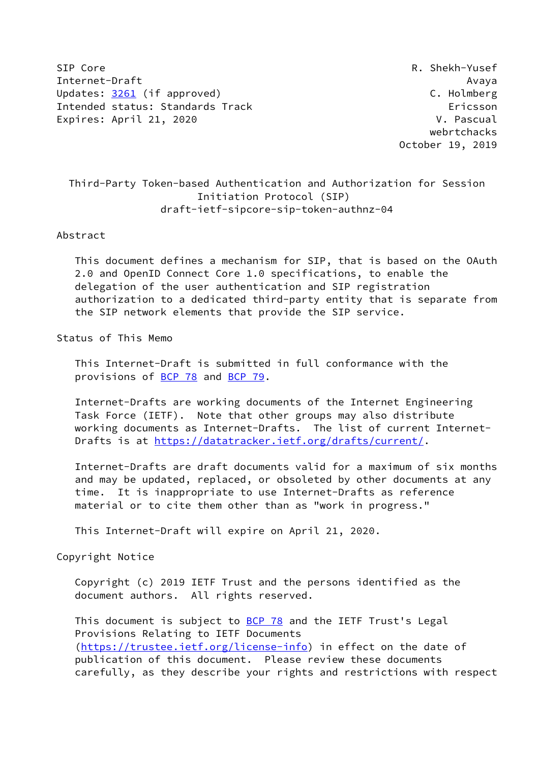SIP Core | R. Shekh-Yusef
---|---
Internet-Draft | Avaya
Updates: 3261 (if approved) | C. Holmberg
Intended status: Standards Track | Ericsson
Expires: April 21, 2020 | V. Pascual
 | webrtchacks
 | October 19, 2019

# Third-Party Token-based Authentication and Authorization for Session Initiation Protocol (SIP)

draft-ietf-sipcore-sip-token-authnz-04

## Abstract

This document defines a mechanism for SIP, that is based on the OAuth 2.0 and OpenID Connect Core 1.0 specifications, to enable the delegation of the user authentication and SIP registration authorization to a dedicated third-party entity that is separate from the SIP network elements that provide the SIP service.

## Status of This Memo

This Internet-Draft is submitted in full conformance with the provisions of BCP 78 and BCP 79.

Internet-Drafts are working documents of the Internet Engineering Task Force (IETF). Note that other groups may also distribute working documents as Internet-Drafts. The list of current Internet-Drafts is at https://datatracker.ietf.org/drafts/current/.

Internet-Drafts are draft documents valid for a maximum of six months and may be updated, replaced, or obsoleted by other documents at any time. It is inappropriate to use Internet-Drafts as reference material or to cite them other than as "work in progress."

This Internet-Draft will expire on April 21, 2020.

## Copyright Notice

Copyright (c) 2019 IETF Trust and the persons identified as the document authors. All rights reserved.

This document is subject to BCP 78 and the IETF Trust's Legal Provisions Relating to IETF Documents (https://trustee.ietf.org/license-info) in effect on the date of publication of this document. Please review these documents carefully, as they describe your rights and restrictions with respect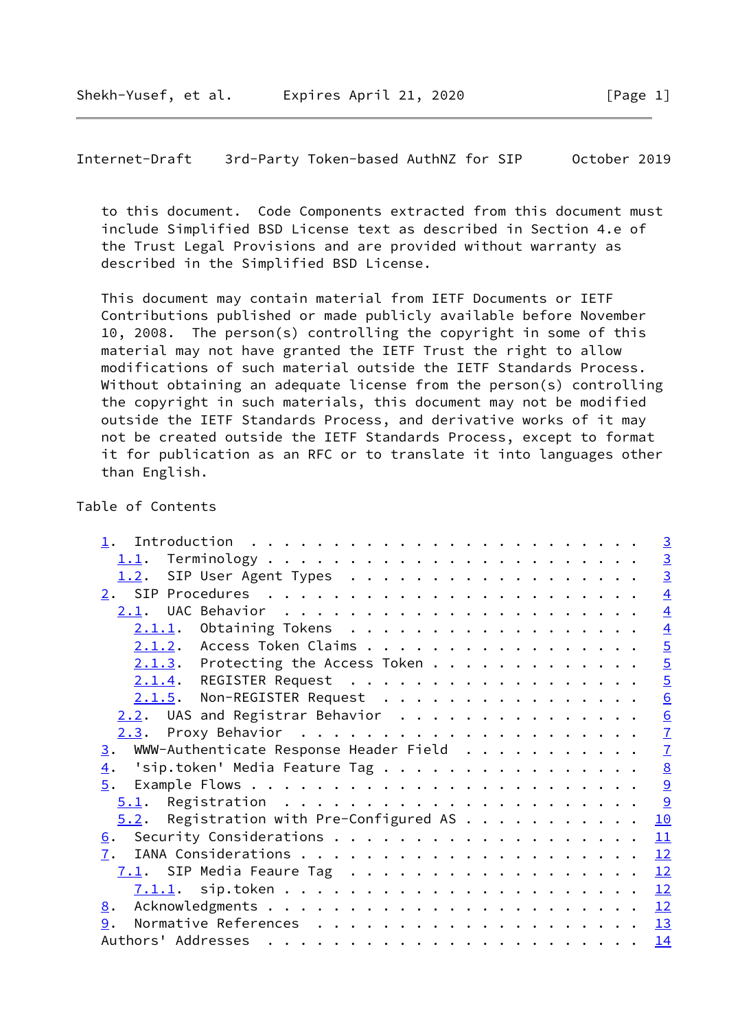to this document. Code Components extracted from this document must include Simplified BSD License text as described in Section 4.e of the Trust Legal Provisions and are provided without warranty as described in the Simplified BSD License.

This document may contain material from IETF Documents or IETF Contributions published or made publicly available before November 10, 2008. The person(s) controlling the copyright in some of this material may not have granted the IETF Trust the right to allow modifications of such material outside the IETF Standards Process. Without obtaining an adequate license from the person(s) controlling the copyright in such materials, this document may not be modified outside the IETF Standards Process, and derivative works of it may not be created outside the IETF Standards Process, except to format it for publication as an RFC or to translate it into languages other than English.

## Table of Contents

```
   1.  Introduction . . . . . . . . . . . . . . . . . . . . . . . .   3
     1.1.  Terminology . . . . . . . . . . . . . . . . . . . . . . .   3
     1.2.  SIP User Agent Types  . . . . . . . . . . . . . . . . . .   3
   2.  SIP Procedures  . . . . . . . . . . . . . . . . . . . . . . .   4
     2.1.  UAC Behavior  . . . . . . . . . . . . . . . . . . . . . .   4
       2.1.1.  Obtaining Tokens  . . . . . . . . . . . . . . . . . .   4
       2.1.2.  Access Token Claims . . . . . . . . . . . . . . . . .   5
       2.1.3.  Protecting the Access Token . . . . . . . . . . . . .   5
       2.1.4.  REGISTER Request  . . . . . . . . . . . . . . . . . .   5
       2.1.5.  Non-REGISTER Request  . . . . . . . . . . . . . . . .   6
     2.2.  UAS and Registrar Behavior  . . . . . . . . . . . . . . .   6
     2.3.  Proxy Behavior  . . . . . . . . . . . . . . . . . . . . .   7
   3.  WWW-Authenticate Response Header Field  . . . . . . . . . . .   7
   4.  'sip.token' Media Feature Tag . . . . . . . . . . . . . . . .   8
   5.  Example Flows . . . . . . . . . . . . . . . . . . . . . . . .   9
     5.1.  Registration  . . . . . . . . . . . . . . . . . . . . . .   9
     5.2.  Registration with Pre-Configured AS . . . . . . . . . . .  10
   6.  Security Considerations . . . . . . . . . . . . . . . . . . .  11
   7.  IANA Considerations . . . . . . . . . . . . . . . . . . . . .  12
     7.1.  SIP Media Feaure Tag  . . . . . . . . . . . . . . . . . .  12
       7.1.1.  sip.token . . . . . . . . . . . . . . . . . . . . . .  12
   8.  Acknowledgments . . . . . . . . . . . . . . . . . . . . . . .  12
   9.  Normative References  . . . . . . . . . . . . . . . . . . . .  13
   Authors' Addresses  . . . . . . . . . . . . . . . . . . . . . . .  14
```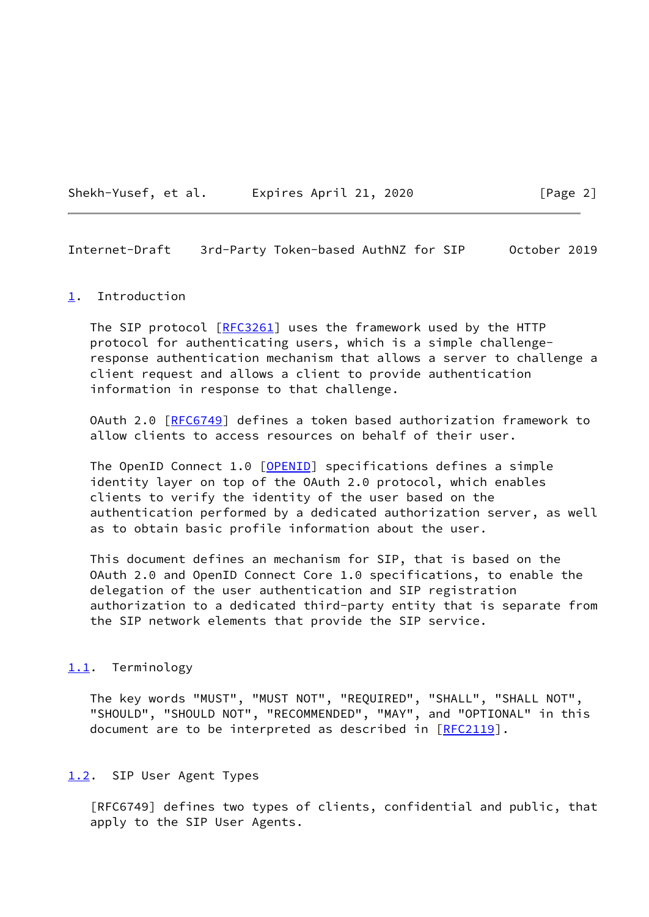## 1. Introduction

The SIP protocol [RFC3261] uses the framework used by the HTTP protocol for authenticating users, which is a simple challenge-response authentication mechanism that allows a server to challenge a client request and allows a client to provide authentication information in response to that challenge.

OAuth 2.0 [RFC6749] defines a token based authorization framework to allow clients to access resources on behalf of their user.

The OpenID Connect 1.0 [OPENID] specifications defines a simple identity layer on top of the OAuth 2.0 protocol, which enables clients to verify the identity of the user based on the authentication performed by a dedicated authorization server, as well as to obtain basic profile information about the user.

This document defines an mechanism for SIP, that is based on the OAuth 2.0 and OpenID Connect Core 1.0 specifications, to enable the delegation of the user authentication and SIP registration authorization to a dedicated third-party entity that is separate from the SIP network elements that provide the SIP service.

### 1.1. Terminology

The key words "MUST", "MUST NOT", "REQUIRED", "SHALL", "SHALL NOT", "SHOULD", "SHOULD NOT", "RECOMMENDED", "MAY", and "OPTIONAL" in this document are to be interpreted as described in [RFC2119].

### 1.2. SIP User Agent Types

[RFC6749] defines two types of clients, confidential and public, that apply to the SIP User Agents.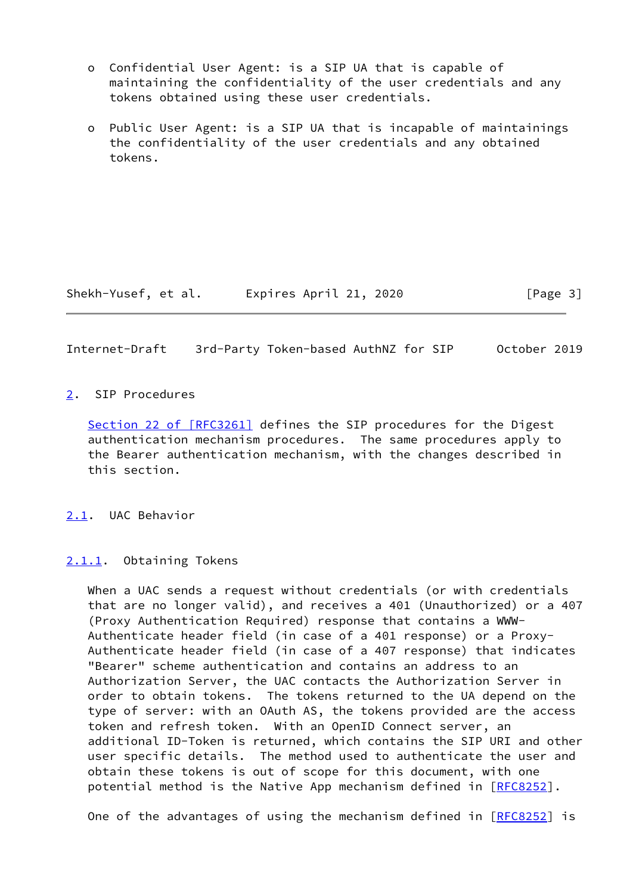- o Confidential User Agent: is a SIP UA that is capable of maintaining the confidentiality of the user credentials and any tokens obtained using these user credentials.

- o Public User Agent: is a SIP UA that is incapable of maintainings the confidentiality of the user credentials and any obtained tokens.

## 2. SIP Procedures

Section 22 of [RFC3261] defines the SIP procedures for the Digest authentication mechanism procedures. The same procedures apply to the Bearer authentication mechanism, with the changes described in this section.

### 2.1. UAC Behavior

#### 2.1.1. Obtaining Tokens

When a UAC sends a request without credentials (or with credentials that are no longer valid), and receives a 401 (Unauthorized) or a 407 (Proxy Authentication Required) response that contains a WWW-Authenticate header field (in case of a 401 response) or a Proxy-Authenticate header field (in case of a 407 response) that indicates "Bearer" scheme authentication and contains an address to an Authorization Server, the UAC contacts the Authorization Server in order to obtain tokens. The tokens returned to the UA depend on the type of server: with an OAuth AS, the tokens provided are the access token and refresh token. With an OpenID Connect server, an additional ID-Token is returned, which contains the SIP URI and other user specific details. The method used to authenticate the user and obtain these tokens is out of scope for this document, with one potential method is the Native App mechanism defined in [RFC8252].

One of the advantages of using the mechanism defined in [RFC8252] is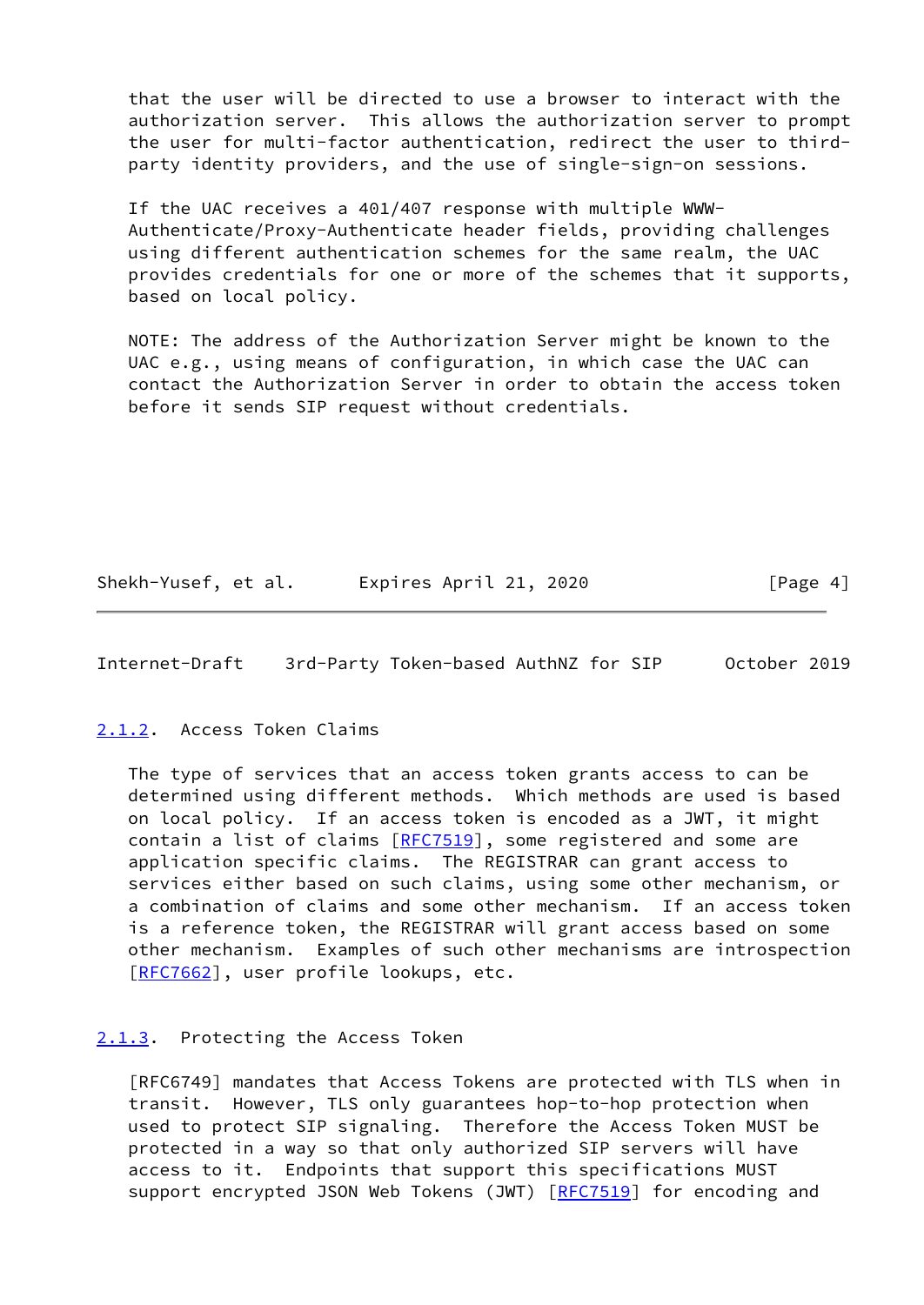that the user will be directed to use a browser to interact with the authorization server. This allows the authorization server to prompt the user for multi-factor authentication, redirect the user to third-party identity providers, and the use of single-sign-on sessions.

If the UAC receives a 401/407 response with multiple WWW-Authenticate/Proxy-Authenticate header fields, providing challenges using different authentication schemes for the same realm, the UAC provides credentials for one or more of the schemes that it supports, based on local policy.

NOTE: The address of the Authorization Server might be known to the UAC e.g., using means of configuration, in which case the UAC can contact the Authorization Server in order to obtain the access token before it sends SIP request without credentials.

### 2.1.2. Access Token Claims

The type of services that an access token grants access to can be determined using different methods. Which methods are used is based on local policy. If an access token is encoded as a JWT, it might contain a list of claims [RFC7519], some registered and some are application specific claims. The REGISTRAR can grant access to services either based on such claims, using some other mechanism, or a combination of claims and some other mechanism. If an access token is a reference token, the REGISTRAR will grant access based on some other mechanism. Examples of such other mechanisms are introspection [RFC7662], user profile lookups, etc.

### 2.1.3. Protecting the Access Token

[RFC6749] mandates that Access Tokens are protected with TLS when in transit. However, TLS only guarantees hop-to-hop protection when used to protect SIP signaling. Therefore the Access Token MUST be protected in a way so that only authorized SIP servers will have access to it. Endpoints that support this specifications MUST support encrypted JSON Web Tokens (JWT) [RFC7519] for encoding and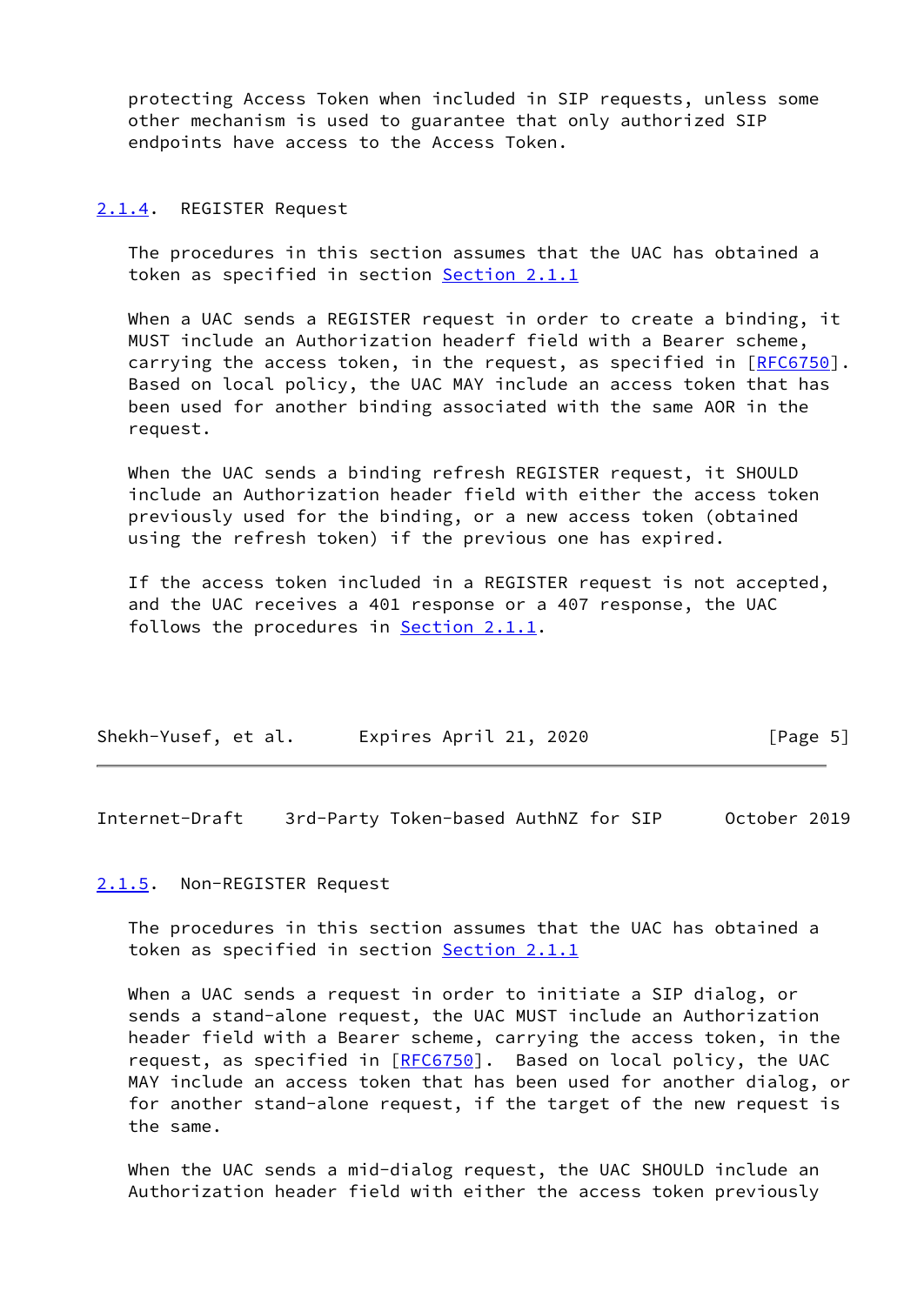protecting Access Token when included in SIP requests, unless some other mechanism is used to guarantee that only authorized SIP endpoints have access to the Access Token.

#### 2.1.4. REGISTER Request

The procedures in this section assumes that the UAC has obtained a token as specified in section Section 2.1.1

When a UAC sends a REGISTER request in order to create a binding, it MUST include an Authorization headerf field with a Bearer scheme, carrying the access token, in the request, as specified in [RFC6750]. Based on local policy, the UAC MAY include an access token that has been used for another binding associated with the same AOR in the request.

When the UAC sends a binding refresh REGISTER request, it SHOULD include an Authorization header field with either the access token previously used for the binding, or a new access token (obtained using the refresh token) if the previous one has expired.

If the access token included in a REGISTER request is not accepted, and the UAC receives a 401 response or a 407 response, the UAC follows the procedures in Section 2.1.1.

#### 2.1.5. Non-REGISTER Request

The procedures in this section assumes that the UAC has obtained a token as specified in section Section 2.1.1

When a UAC sends a request in order to initiate a SIP dialog, or sends a stand-alone request, the UAC MUST include an Authorization header field with a Bearer scheme, carrying the access token, in the request, as specified in [RFC6750]. Based on local policy, the UAC MAY include an access token that has been used for another dialog, or for another stand-alone request, if the target of the new request is the same.

When the UAC sends a mid-dialog request, the UAC SHOULD include an Authorization header field with either the access token previously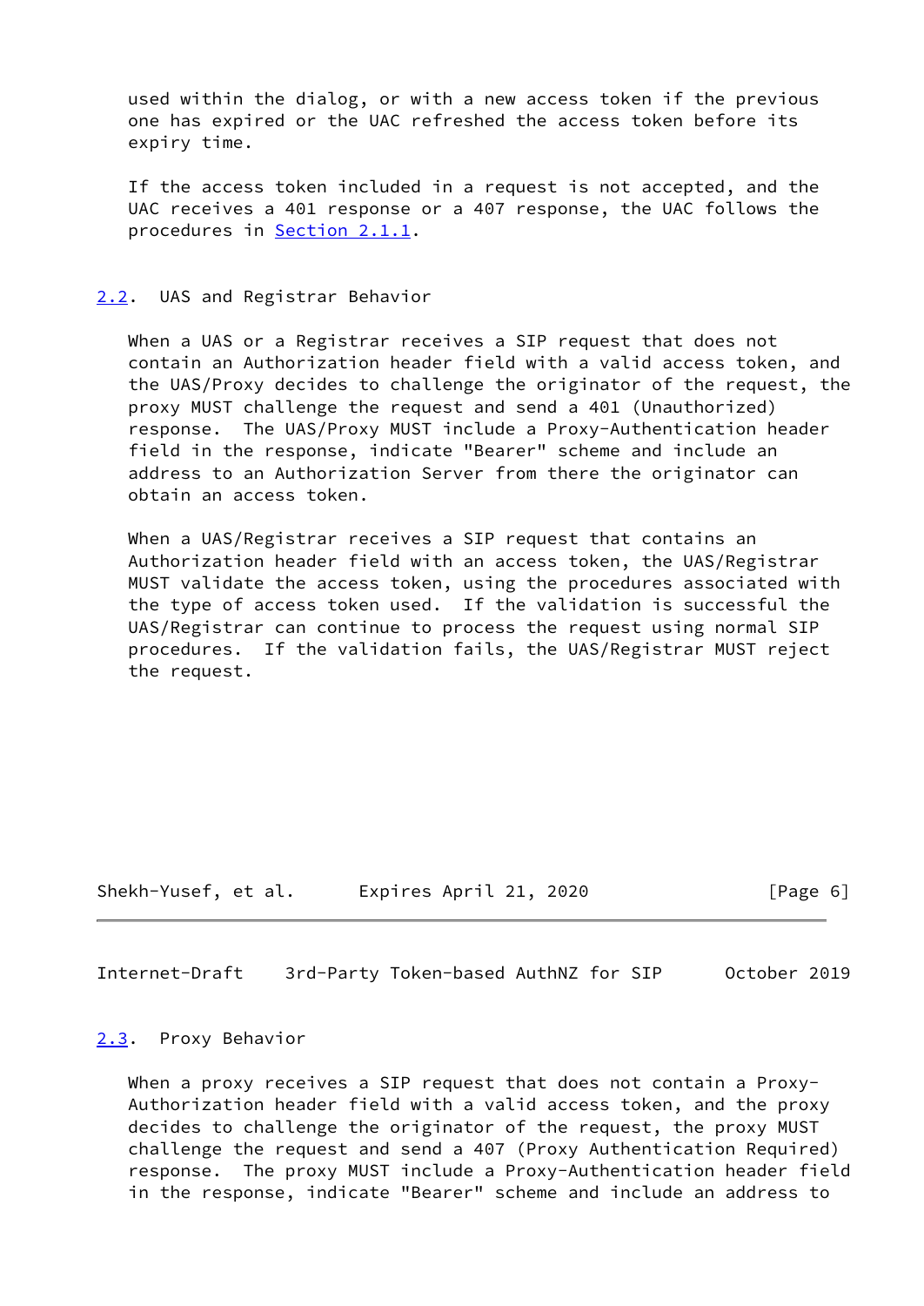used within the dialog, or with a new access token if the previous one has expired or the UAC refreshed the access token before its expiry time.

If the access token included in a request is not accepted, and the UAC receives a 401 response or a 407 response, the UAC follows the procedures in Section 2.1.1.

### 2.2. UAS and Registrar Behavior

When a UAS or a Registrar receives a SIP request that does not contain an Authorization header field with a valid access token, and the UAS/Proxy decides to challenge the originator of the request, the proxy MUST challenge the request and send a 401 (Unauthorized) response. The UAS/Proxy MUST include a Proxy-Authentication header field in the response, indicate "Bearer" scheme and include an address to an Authorization Server from there the originator can obtain an access token.

When a UAS/Registrar receives a SIP request that contains an Authorization header field with an access token, the UAS/Registrar MUST validate the access token, using the procedures associated with the type of access token used. If the validation is successful the UAS/Registrar can continue to process the request using normal SIP procedures. If the validation fails, the UAS/Registrar MUST reject the request.

### 2.3. Proxy Behavior

When a proxy receives a SIP request that does not contain a Proxy-Authorization header field with a valid access token, and the proxy decides to challenge the originator of the request, the proxy MUST challenge the request and send a 407 (Proxy Authentication Required) response. The proxy MUST include a Proxy-Authentication header field in the response, indicate "Bearer" scheme and include an address to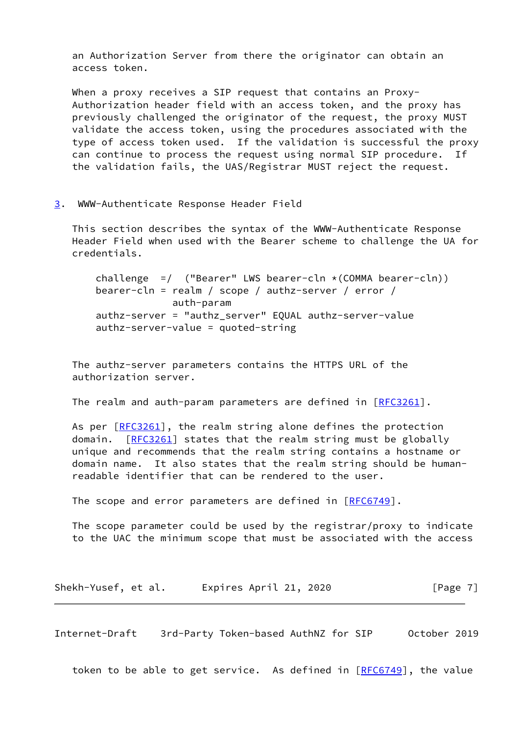an Authorization Server from there the originator can obtain an access token.

When a proxy receives a SIP request that contains an Proxy-Authorization header field with an access token, and the proxy has previously challenged the originator of the request, the proxy MUST validate the access token, using the procedures associated with the type of access token used. If the validation is successful the proxy can continue to process the request using normal SIP procedure. If the validation fails, the UAS/Registrar MUST reject the request.

## 3. WWW-Authenticate Response Header Field

This section describes the syntax of the WWW-Authenticate Response Header Field when used with the Bearer scheme to challenge the UA for credentials.

```
challenge  =/  ("Bearer" LWS bearer-cln *(COMMA bearer-cln))
bearer-cln = realm / scope / authz-server / error /
             auth-param
authz-server = "authz_server" EQUAL authz-server-value
authz-server-value = quoted-string
```

The authz-server parameters contains the HTTPS URL of the authorization server.

The realm and auth-param parameters are defined in [RFC3261].

As per [RFC3261], the realm string alone defines the protection domain. [RFC3261] states that the realm string must be globally unique and recommends that the realm string contains a hostname or domain name. It also states that the realm string should be human-readable identifier that can be rendered to the user.

The scope and error parameters are defined in [RFC6749].

The scope parameter could be used by the registrar/proxy to indicate to the UAC the minimum scope that must be associated with the access token to be able to get service. As defined in [RFC6749], the value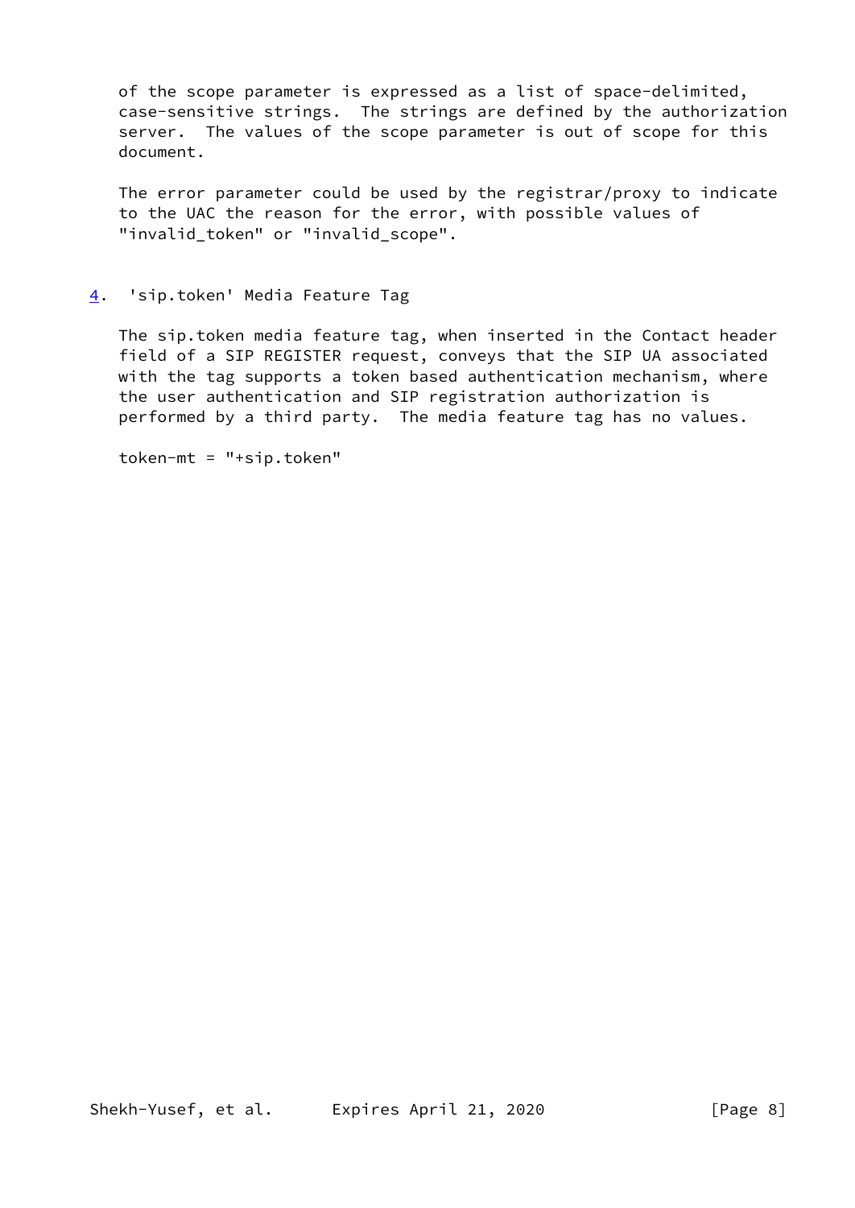of the scope parameter is expressed as a list of space-delimited, case-sensitive strings. The strings are defined by the authorization server. The values of the scope parameter is out of scope for this document.

The error parameter could be used by the registrar/proxy to indicate to the UAC the reason for the error, with possible values of "invalid_token" or "invalid_scope".

## 4. 'sip.token' Media Feature Tag

The sip.token media feature tag, when inserted in the Contact header field of a SIP REGISTER request, conveys that the SIP UA associated with the tag supports a token based authentication mechanism, where the user authentication and SIP registration authorization is performed by a third party. The media feature tag has no values.

```
token-mt = "+sip.token"
```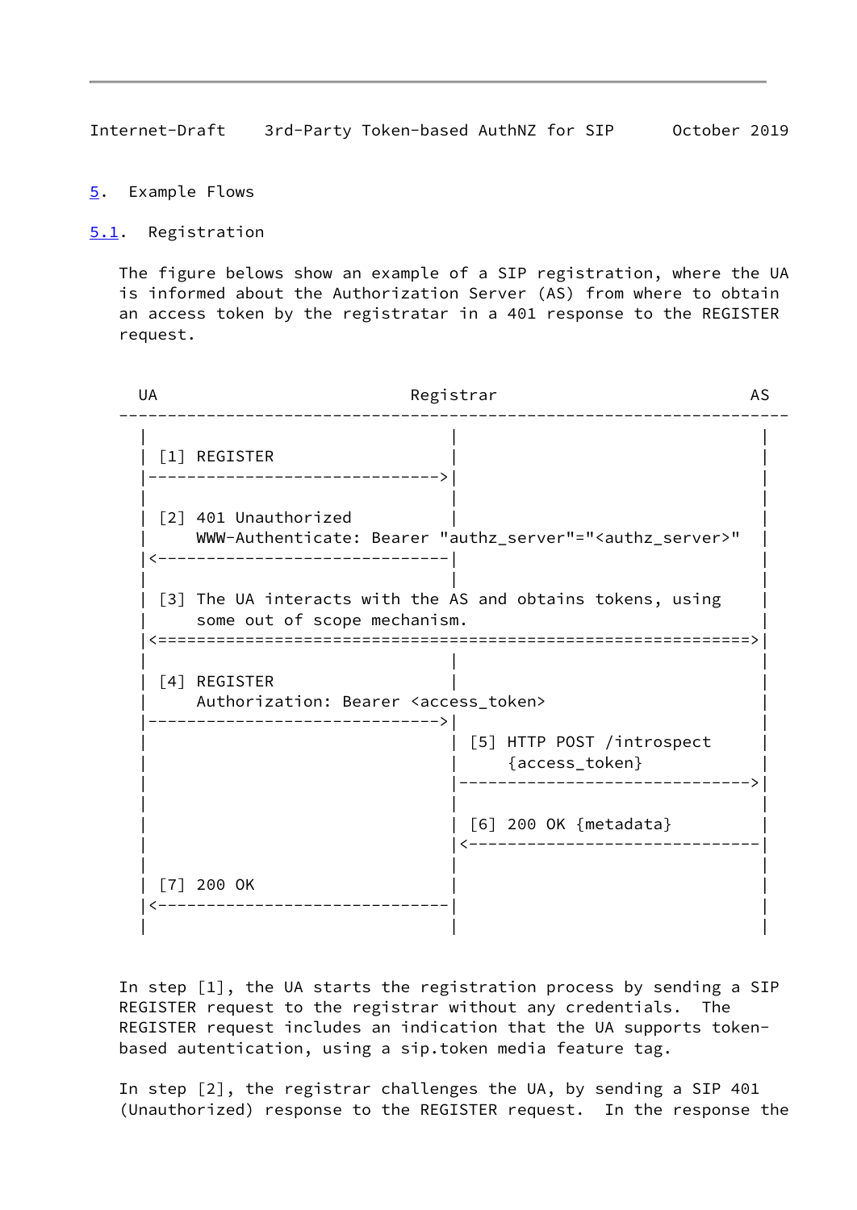## 5. Example Flows

### 5.1. Registration

The figure belows show an example of a SIP registration, where the UA is informed about the Authorization Server (AS) from where to obtain an access token by the registratar in a 401 response to the REGISTER request.

```
  UA                           Registrar                          AS
---------------------------------------------------------------------
  |                               |                               |
  | [1] REGISTER                  |                               |
  |------------------------------>|                               |
  |                               |                               |
  | [2] 401 Unauthorized          |                               |
  |     WWW-Authenticate: Bearer "authz_server"="<authz_server>"  |
  |<------------------------------|                               |
  |                               |                               |
  | [3] The UA interacts with the AS and obtains tokens, using    |
  |     some out of scope mechanism.                              |
  |<=============================================================>|
  |                               |                               |
  | [4] REGISTER                  |                               |
  |     Authorization: Bearer <access_token>                      |
  |------------------------------>|                               |
  |                               | [5] HTTP POST /introspect     |
  |                               |     {access_token}            |
  |                               |------------------------------>|
  |                               |                               |
  |                               | [6] 200 OK {metadata}         |
  |                               |<------------------------------|
  |                               |                               |
  | [7] 200 OK                    |                               |
  |<------------------------------|                               |
  |                               |                               |
```

In step [1], the UA starts the registration process by sending a SIP REGISTER request to the registrar without any credentials. The REGISTER request includes an indication that the UA supports token-based autentication, using a sip.token media feature tag.

In step [2], the registrar challenges the UA, by sending a SIP 401 (Unauthorized) response to the REGISTER request. In the response the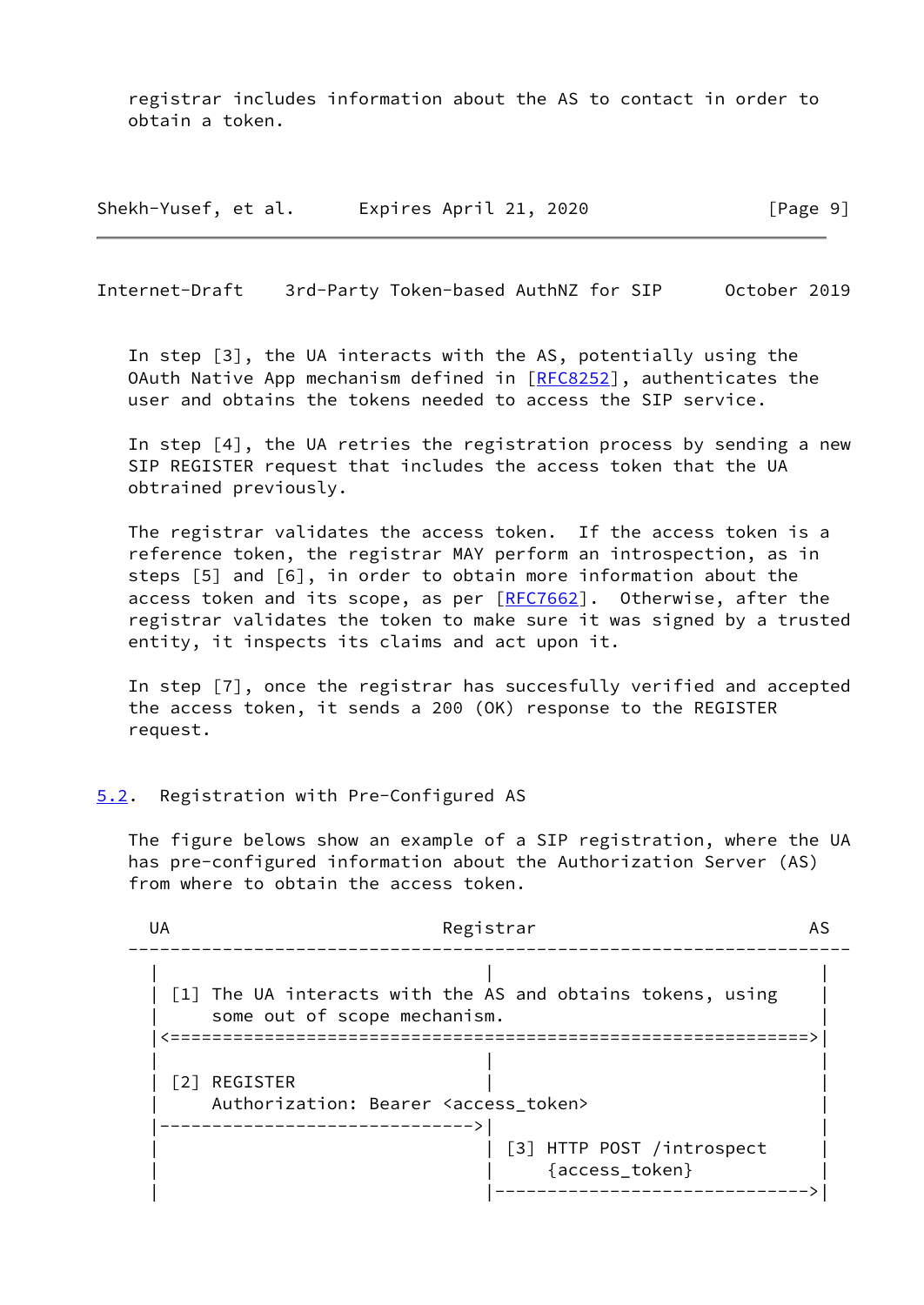registrar includes information about the AS to contact in order to obtain a token.

In step [3], the UA interacts with the AS, potentially using the OAuth Native App mechanism defined in [RFC8252], authenticates the user and obtains the tokens needed to access the SIP service.

In step [4], the UA retries the registration process by sending a new SIP REGISTER request that includes the access token that the UA obtrained previously.

The registrar validates the access token. If the access token is a reference token, the registrar MAY perform an introspection, as in steps [5] and [6], in order to obtain more information about the access token and its scope, as per [RFC7662]. Otherwise, after the registrar validates the token to make sure it was signed by a trusted entity, it inspects its claims and act upon it.

In step [7], once the registrar has succesfully verified and accepted the access token, it sends a 200 (OK) response to the REGISTER request.

## 5.2. Registration with Pre-Configured AS

The figure belows show an example of a SIP registration, where the UA has pre-configured information about the Authorization Server (AS) from where to obtain the access token.

```
  UA                          Registrar                           AS
---------------------------------------------------------------------
   |                              |                                |
   | [1] The UA interacts with the AS and obtains tokens, using    |
   |     some out of scope mechanism.                              |
   |<=============================================================>|
   |                              |                                |
   | [2] REGISTER                 |                                |
   |     Authorization: Bearer <access_token>                      |
   |----------------------------->|                                |
   |                              | [3] HTTP POST /introspect      |
   |                              |     {access_token}             |
   |                              |------------------------------->|
```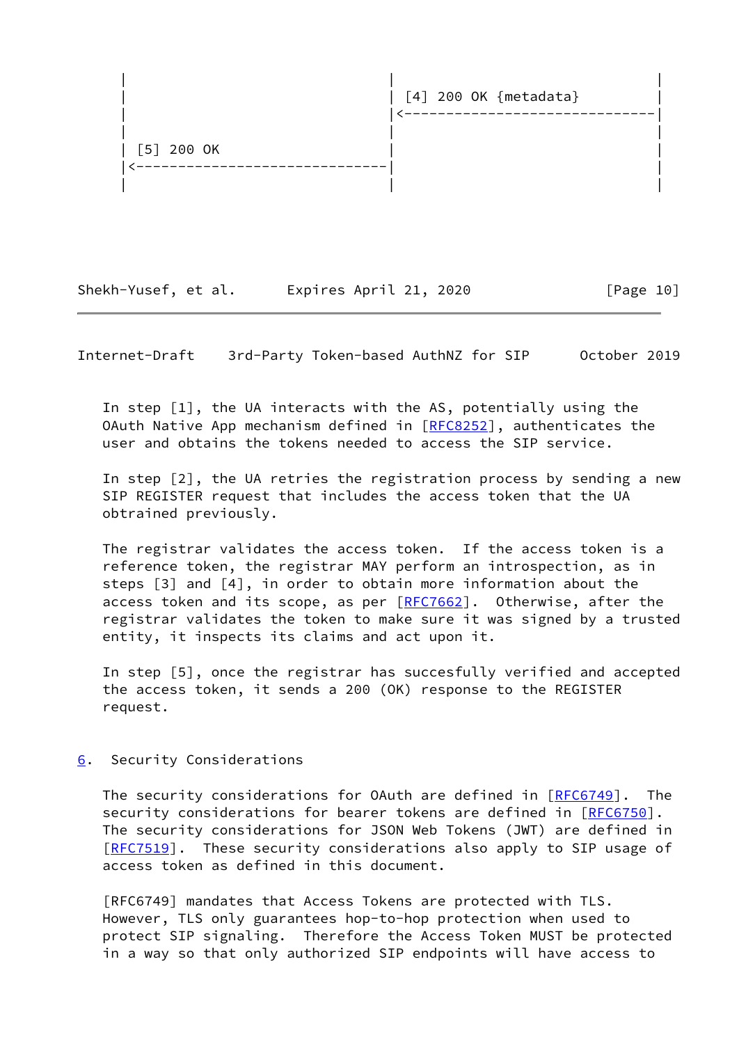```
        |                              |                              |
        |                              | [4] 200 OK {metadata}        |
        |                              |<-----------------------------|
        |                              |                              |
        | [5] 200 OK                   |                              |
        |<-----------------------------|                              |
        |                              |                              |
```

In step [1], the UA interacts with the AS, potentially using the OAuth Native App mechanism defined in [RFC8252], authenticates the user and obtains the tokens needed to access the SIP service.

In step [2], the UA retries the registration process by sending a new SIP REGISTER request that includes the access token that the UA obtrained previously.

The registrar validates the access token. If the access token is a reference token, the registrar MAY perform an introspection, as in steps [3] and [4], in order to obtain more information about the access token and its scope, as per [RFC7662]. Otherwise, after the registrar validates the token to make sure it was signed by a trusted entity, it inspects its claims and act upon it.

In step [5], once the registrar has succesfully verified and accepted the access token, it sends a 200 (OK) response to the REGISTER request.

## 6. Security Considerations

The security considerations for OAuth are defined in [RFC6749]. The security considerations for bearer tokens are defined in [RFC6750]. The security considerations for JSON Web Tokens (JWT) are defined in [RFC7519]. These security considerations also apply to SIP usage of access token as defined in this document.

[RFC6749] mandates that Access Tokens are protected with TLS. However, TLS only guarantees hop-to-hop protection when used to protect SIP signaling. Therefore the Access Token MUST be protected in a way so that only authorized SIP endpoints will have access to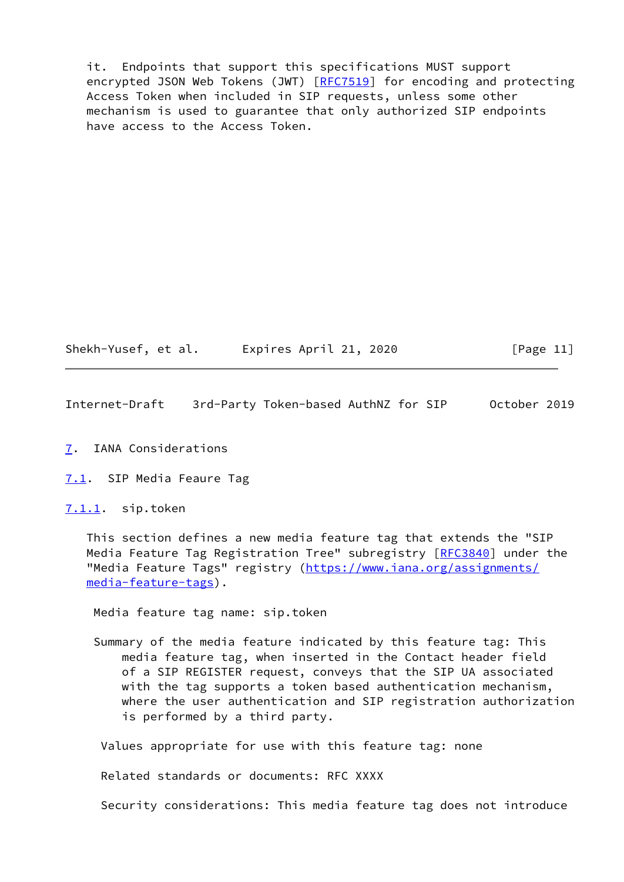it. Endpoints that support this specifications MUST support encrypted JSON Web Tokens (JWT) [RFC7519] for encoding and protecting Access Token when included in SIP requests, unless some other mechanism is used to guarantee that only authorized SIP endpoints have access to the Access Token.

# 7. IANA Considerations

## 7.1. SIP Media Feaure Tag

### 7.1.1. sip.token

This section defines a new media feature tag that extends the "SIP Media Feature Tag Registration Tree" subregistry [RFC3840] under the "Media Feature Tags" registry (https://www.iana.org/assignments/media-feature-tags).

Media feature tag name: sip.token

Summary of the media feature indicated by this feature tag: This media feature tag, when inserted in the Contact header field of a SIP REGISTER request, conveys that the SIP UA associated with the tag supports a token based authentication mechanism, where the user authentication and SIP registration authorization is performed by a third party.

Values appropriate for use with this feature tag: none

Related standards or documents: RFC XXXX

Security considerations: This media feature tag does not introduce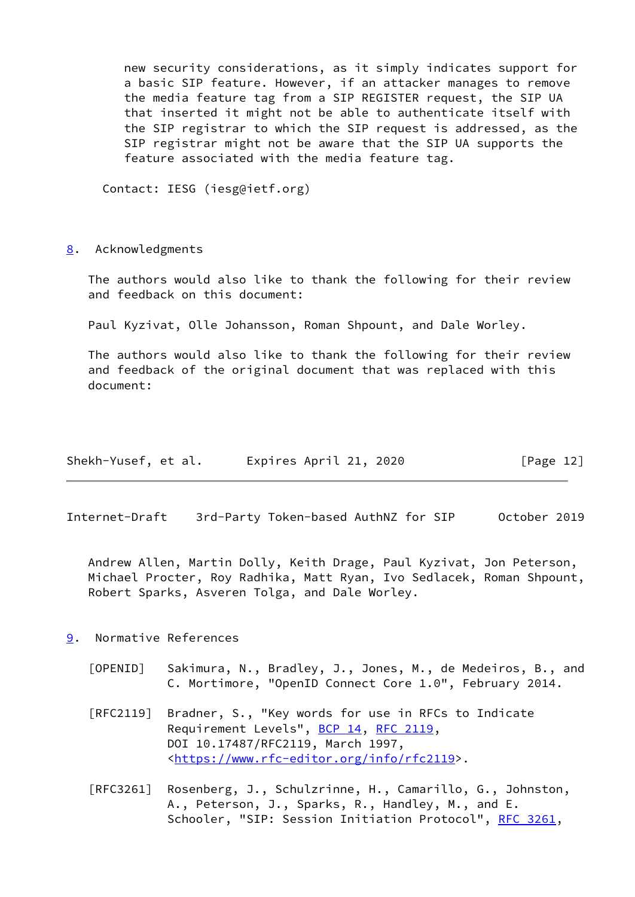new security considerations, as it simply indicates support for a basic SIP feature. However, if an attacker manages to remove the media feature tag from a SIP REGISTER request, the SIP UA that inserted it might not be able to authenticate itself with the SIP registrar to which the SIP request is addressed, as the SIP registrar might not be aware that the SIP UA supports the feature associated with the media feature tag.

Contact: IESG (iesg@ietf.org)

## 8. Acknowledgments

The authors would also like to thank the following for their review and feedback on this document:

Paul Kyzivat, Olle Johansson, Roman Shpount, and Dale Worley.

The authors would also like to thank the following for their review and feedback of the original document that was replaced with this document:

Andrew Allen, Martin Dolly, Keith Drage, Paul Kyzivat, Jon Peterson, Michael Procter, Roy Radhika, Matt Ryan, Ivo Sedlacek, Roman Shpount, Robert Sparks, Asveren Tolga, and Dale Worley.

## 9. Normative References

[OPENID] Sakimura, N., Bradley, J., Jones, M., de Medeiros, B., and C. Mortimore, "OpenID Connect Core 1.0", February 2014.

[RFC2119] Bradner, S., "Key words for use in RFCs to Indicate Requirement Levels", BCP 14, RFC 2119, DOI 10.17487/RFC2119, March 1997, <https://www.rfc-editor.org/info/rfc2119>.

[RFC3261] Rosenberg, J., Schulzrinne, H., Camarillo, G., Johnston, A., Peterson, J., Sparks, R., Handley, M., and E. Schooler, "SIP: Session Initiation Protocol", RFC 3261,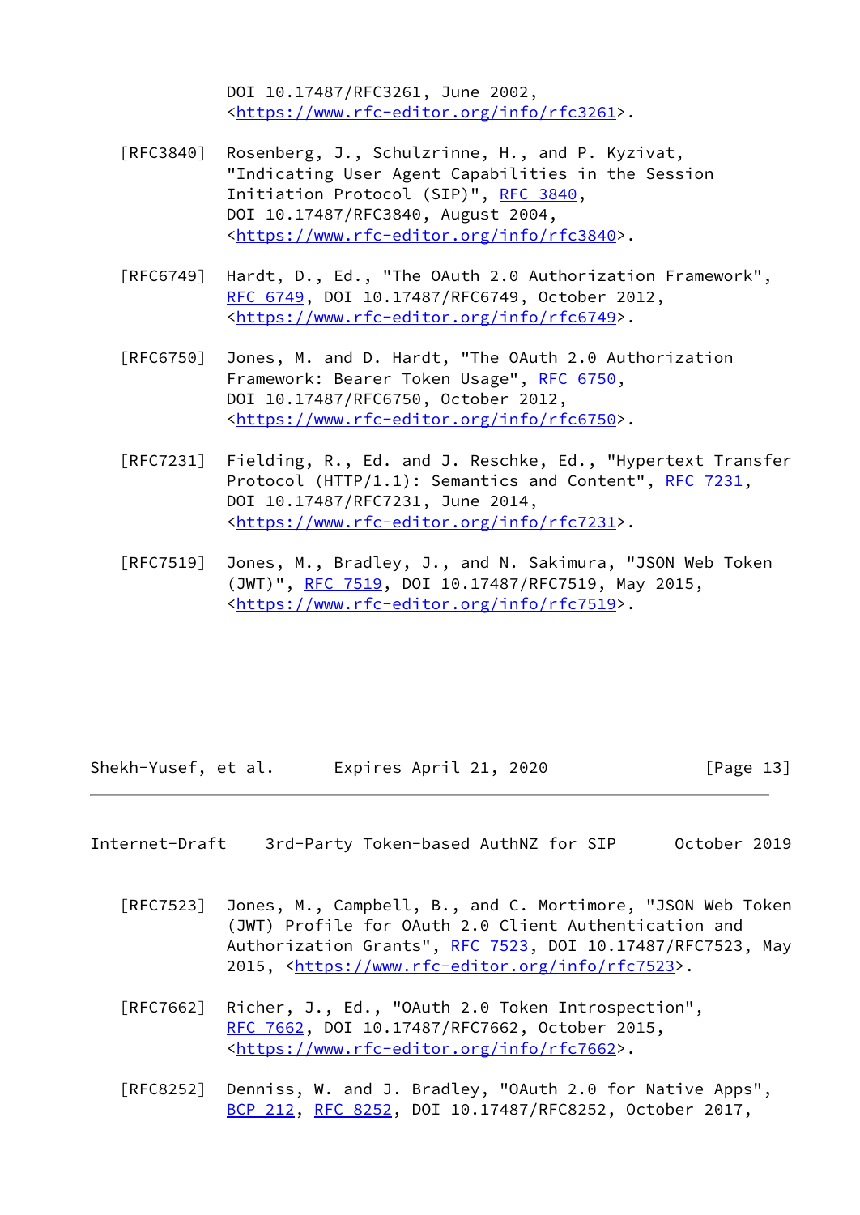DOI 10.17487/RFC3261, June 2002, <https://www.rfc-editor.org/info/rfc3261>.

[RFC3840] Rosenberg, J., Schulzrinne, H., and P. Kyzivat, "Indicating User Agent Capabilities in the Session Initiation Protocol (SIP)", RFC 3840, DOI 10.17487/RFC3840, August 2004, <https://www.rfc-editor.org/info/rfc3840>.

[RFC6749] Hardt, D., Ed., "The OAuth 2.0 Authorization Framework", RFC 6749, DOI 10.17487/RFC6749, October 2012, <https://www.rfc-editor.org/info/rfc6749>.

[RFC6750] Jones, M. and D. Hardt, "The OAuth 2.0 Authorization Framework: Bearer Token Usage", RFC 6750, DOI 10.17487/RFC6750, October 2012, <https://www.rfc-editor.org/info/rfc6750>.

[RFC7231] Fielding, R., Ed. and J. Reschke, Ed., "Hypertext Transfer Protocol (HTTP/1.1): Semantics and Content", RFC 7231, DOI 10.17487/RFC7231, June 2014, <https://www.rfc-editor.org/info/rfc7231>.

[RFC7519] Jones, M., Bradley, J., and N. Sakimura, "JSON Web Token (JWT)", RFC 7519, DOI 10.17487/RFC7519, May 2015, <https://www.rfc-editor.org/info/rfc7519>.

[RFC7523] Jones, M., Campbell, B., and C. Mortimore, "JSON Web Token (JWT) Profile for OAuth 2.0 Client Authentication and Authorization Grants", RFC 7523, DOI 10.17487/RFC7523, May 2015, <https://www.rfc-editor.org/info/rfc7523>.

[RFC7662] Richer, J., Ed., "OAuth 2.0 Token Introspection", RFC 7662, DOI 10.17487/RFC7662, October 2015, <https://www.rfc-editor.org/info/rfc7662>.

[RFC8252] Denniss, W. and J. Bradley, "OAuth 2.0 for Native Apps", BCP 212, RFC 8252, DOI 10.17487/RFC8252, October 2017,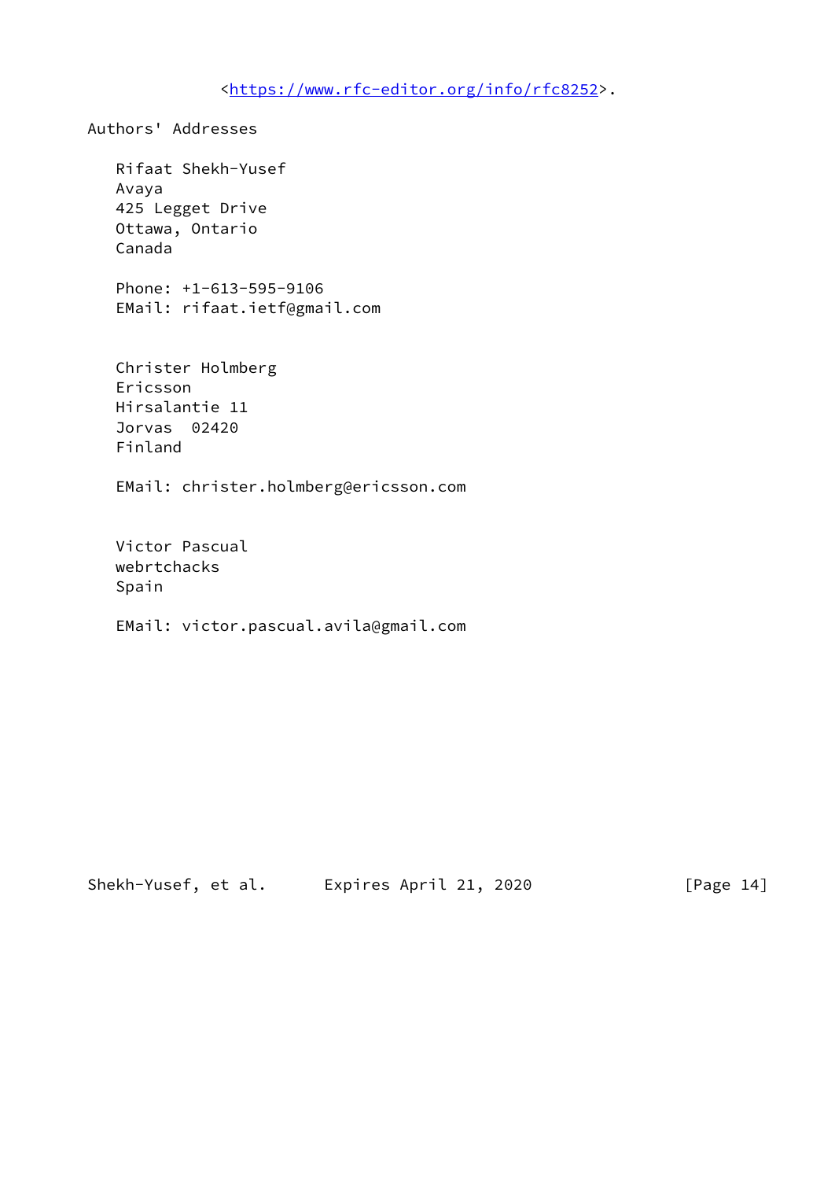<https://www.rfc-editor.org/info/rfc8252>.

## Authors' Addresses

Rifaat Shekh-Yusef
Avaya
425 Legget Drive
Ottawa, Ontario
Canada

Phone: +1-613-595-9106
EMail: rifaat.ietf@gmail.com

Christer Holmberg
Ericsson
Hirsalantie 11
Jorvas  02420
Finland

EMail: christer.holmberg@ericsson.com

Victor Pascual
webrtchacks
Spain

EMail: victor.pascual.avila@gmail.com